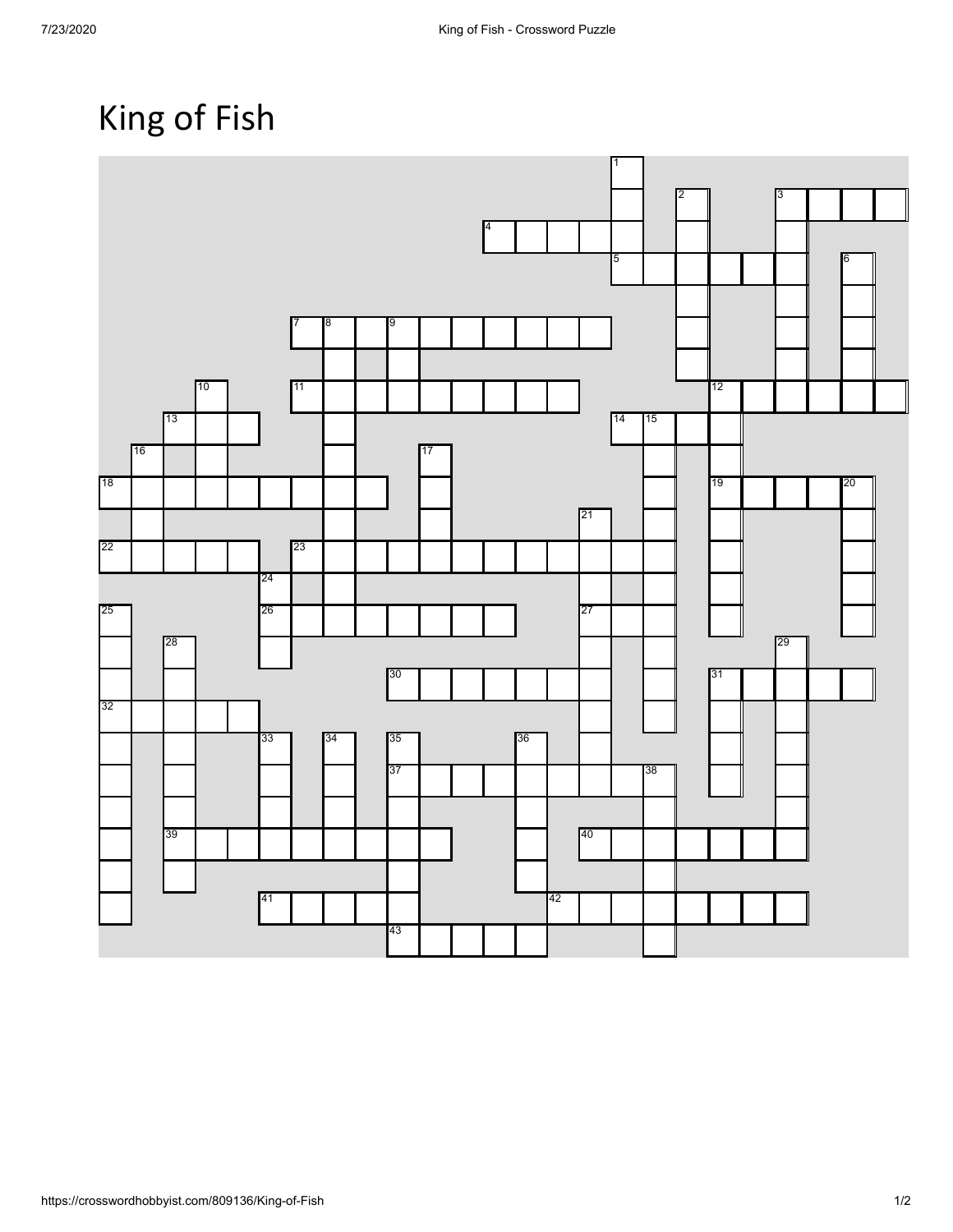# King of Fish

1 2 3 4 5 6 7 8 9 10 11 12 13 14 15 16 17 18 19 20 21 22 23 24 25 26 27 28 29 30 31 32 33 34 35 36 37 38 39 40 41 42 43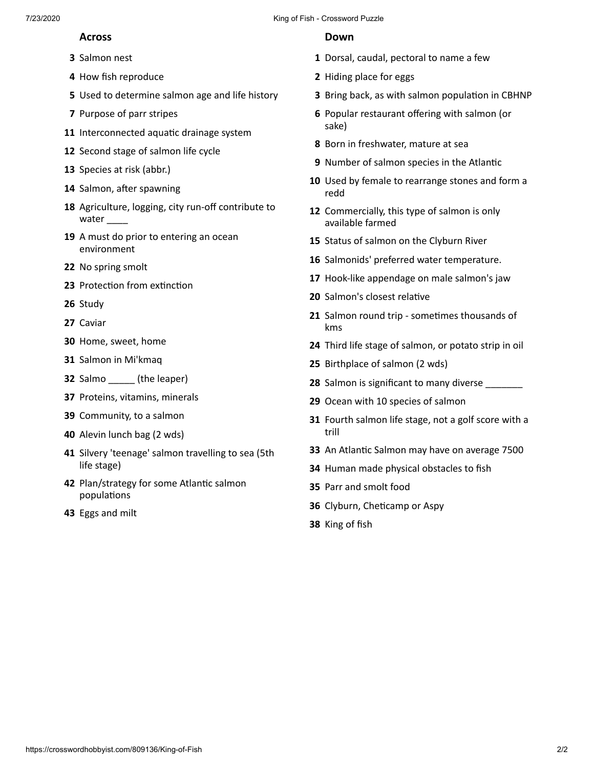## Across

**3** Salmon nest

**4** How fish reproduce

**5** Used to determine salmon age and life history

**7** Purpose of parr stripes

**11** Interconnected aquatic drainage system

**12** Second stage of salmon life cycle

**13** Species at risk (abbr.)

**14** Salmon, after spawning

**18** Agriculture, logging, city run-off contribute to water ____

**19** A must do prior to entering an ocean environment

**22** No spring smolt

**23** Protection from extinction

**26** Study

**27** Caviar

**30** Home, sweet, home

**31** Salmon in Mi'kmaq

**32** Salmo _____ (the leaper)

**37** Proteins, vitamins, minerals

**39** Community, to a salmon

**40** Alevin lunch bag (2 wds)

**41** Silvery 'teenage' salmon travelling to sea (5th life stage)

**42** Plan/strategy for some Atlantic salmon populations

**43** Eggs and milt

## Down

**1** Dorsal, caudal, pectoral to name a few

**2** Hiding place for eggs

**3** Bring back, as with salmon population in CBHNP

**6** Popular restaurant offering with salmon (or sake)

**8** Born in freshwater, mature at sea

**9** Number of salmon species in the Atlantic

**10** Used by female to rearrange stones and form a redd

**12** Commercially, this type of salmon is only available farmed

**15** Status of salmon on the Clyburn River

**16** Salmonids' preferred water temperature.

**17** Hook-like appendage on male salmon's jaw

**20** Salmon's closest relative

**21** Salmon round trip - sometimes thousands of kms

**24** Third life stage of salmon, or potato strip in oil

**25** Birthplace of salmon (2 wds)

**28** Salmon is significant to many diverse _______

**29** Ocean with 10 species of salmon

**31** Fourth salmon life stage, not a golf score with a trill

**33** An Atlantic Salmon may have on average 7500

**34** Human made physical obstacles to fish

**35** Parr and smolt food

**36** Clyburn, Cheticamp or Aspy

**38** King of fish